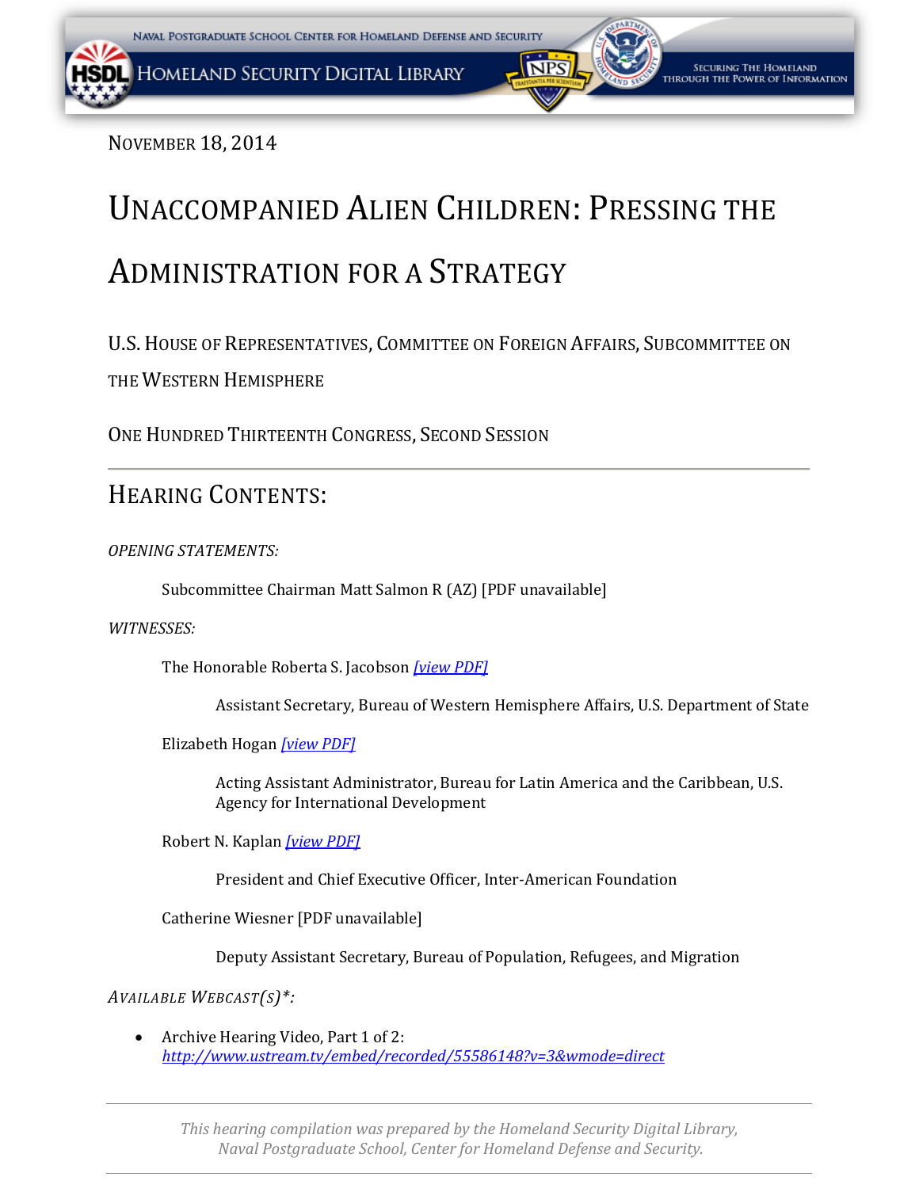November 18, 2014

# Unaccompanied Alien Children: Pressing the Administration for a Strategy

U.S. House of Representatives, Committee on Foreign Affairs, Subcommittee on the Western Hemisphere

One Hundred Thirteenth Congress, Second Session

---

## Hearing Contents:

*OPENING STATEMENTS:*

Subcommittee Chairman Matt Salmon R (AZ) [PDF unavailable]

*WITNESSES:*

The Honorable Roberta S. Jacobson *[view PDF]*

Assistant Secretary, Bureau of Western Hemisphere Affairs, U.S. Department of State

Elizabeth Hogan *[view PDF]*

Acting Assistant Administrator, Bureau for Latin America and the Caribbean, U.S. Agency for International Development

Robert N. Kaplan *[view PDF]*

President and Chief Executive Officer, Inter-American Foundation

Catherine Wiesner [PDF unavailable]

Deputy Assistant Secretary, Bureau of Population, Refugees, and Migration

*Available Webcast(s)\*:*

- Archive Hearing Video, Part 1 of 2: *http://www.ustream.tv/embed/recorded/55586148?v=3&wmode=direct*

---

*This hearing compilation was prepared by the Homeland Security Digital Library, Naval Postgraduate School, Center for Homeland Defense and Security.*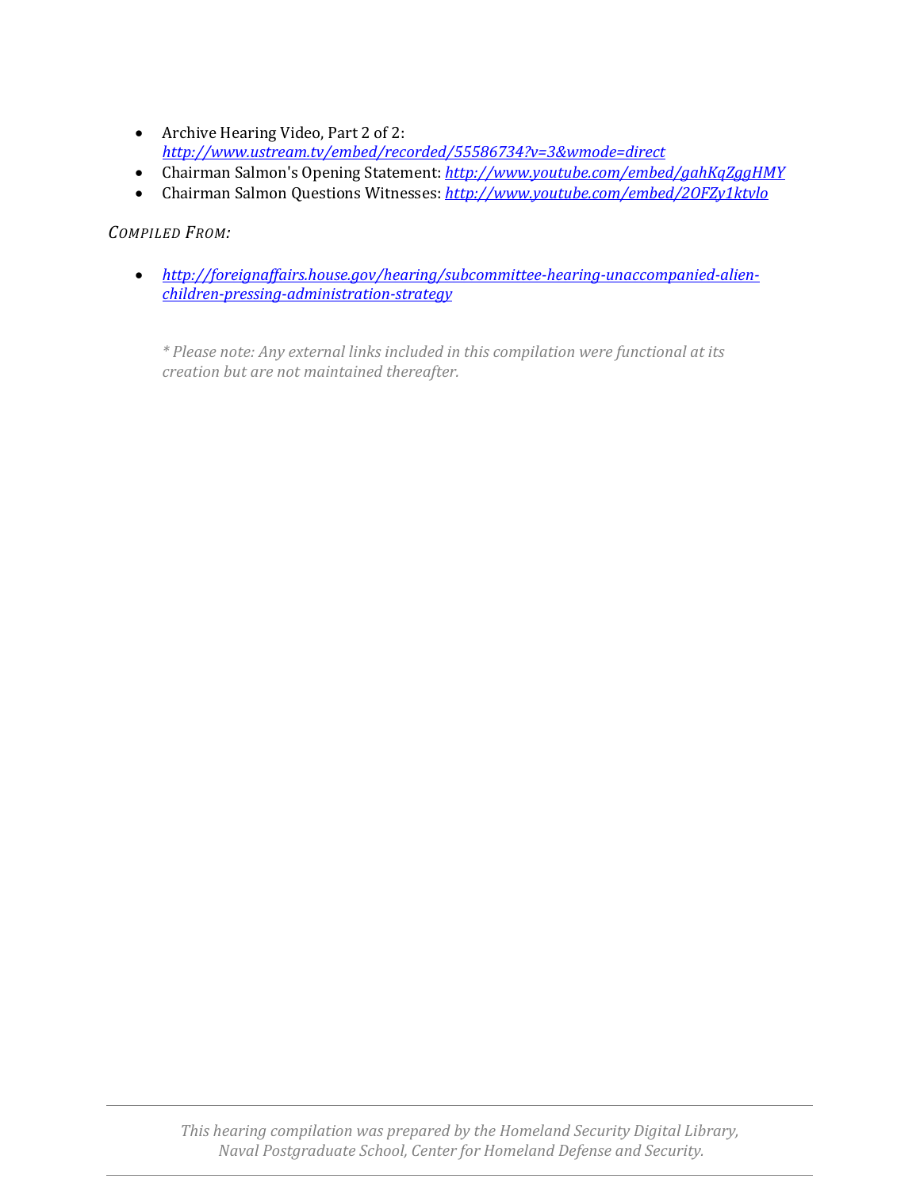- Archive Hearing Video, Part 2 of 2: *http://www.ustream.tv/embed/recorded/55586734?v=3&wmode=direct*
- Chairman Salmon's Opening Statement: *http://www.youtube.com/embed/gahKqZggHMY*
- Chairman Salmon Questions Witnesses: *http://www.youtube.com/embed/2OFZy1ktvlo*

*COMPILED FROM:*

- *http://foreignaffairs.house.gov/hearing/subcommittee-hearing-unaccompanied-alien-children-pressing-administration-strategy*

*\* Please note: Any external links included in this compilation were functional at its creation but are not maintained thereafter.*

*This hearing compilation was prepared by the Homeland Security Digital Library, Naval Postgraduate School, Center for Homeland Defense and Security.*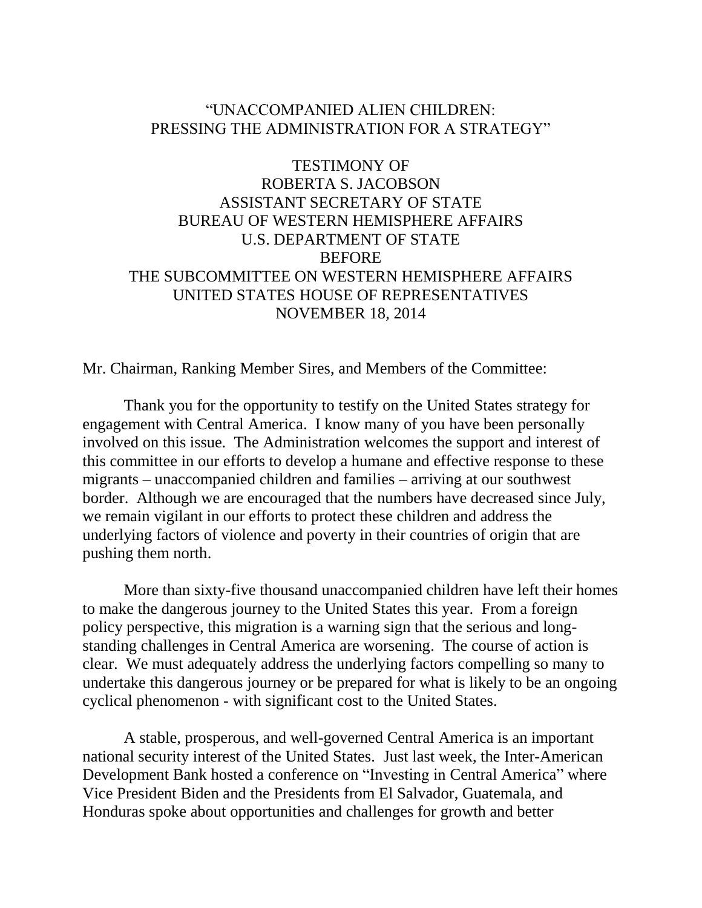# "UNACCOMPANIED ALIEN CHILDREN: PRESSING THE ADMINISTRATION FOR A STRATEGY"

## TESTIMONY OF ROBERTA S. JACOBSON ASSISTANT SECRETARY OF STATE BUREAU OF WESTERN HEMISPHERE AFFAIRS U.S. DEPARTMENT OF STATE BEFORE THE SUBCOMMITTEE ON WESTERN HEMISPHERE AFFAIRS UNITED STATES HOUSE OF REPRESENTATIVES NOVEMBER 18, 2014

Mr. Chairman, Ranking Member Sires, and Members of the Committee:

Thank you for the opportunity to testify on the United States strategy for engagement with Central America. I know many of you have been personally involved on this issue. The Administration welcomes the support and interest of this committee in our efforts to develop a humane and effective response to these migrants – unaccompanied children and families – arriving at our southwest border. Although we are encouraged that the numbers have decreased since July, we remain vigilant in our efforts to protect these children and address the underlying factors of violence and poverty in their countries of origin that are pushing them north.

More than sixty-five thousand unaccompanied children have left their homes to make the dangerous journey to the United States this year. From a foreign policy perspective, this migration is a warning sign that the serious and long-standing challenges in Central America are worsening. The course of action is clear. We must adequately address the underlying factors compelling so many to undertake this dangerous journey or be prepared for what is likely to be an ongoing cyclical phenomenon - with significant cost to the United States.

A stable, prosperous, and well-governed Central America is an important national security interest of the United States. Just last week, the Inter-American Development Bank hosted a conference on "Investing in Central America" where Vice President Biden and the Presidents from El Salvador, Guatemala, and Honduras spoke about opportunities and challenges for growth and better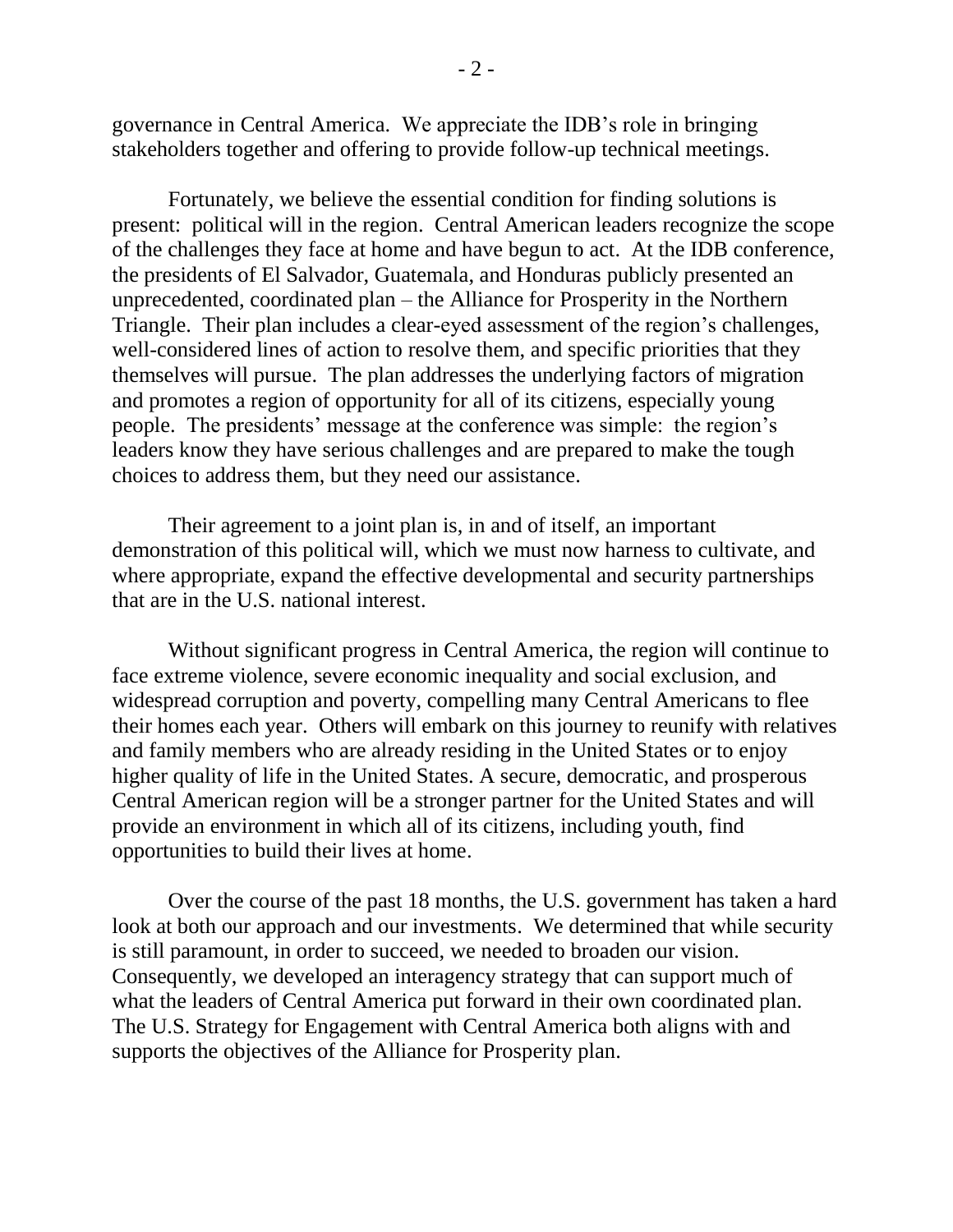governance in Central America. We appreciate the IDB's role in bringing stakeholders together and offering to provide follow-up technical meetings.

Fortunately, we believe the essential condition for finding solutions is present: political will in the region. Central American leaders recognize the scope of the challenges they face at home and have begun to act. At the IDB conference, the presidents of El Salvador, Guatemala, and Honduras publicly presented an unprecedented, coordinated plan – the Alliance for Prosperity in the Northern Triangle. Their plan includes a clear-eyed assessment of the region's challenges, well-considered lines of action to resolve them, and specific priorities that they themselves will pursue. The plan addresses the underlying factors of migration and promotes a region of opportunity for all of its citizens, especially young people. The presidents' message at the conference was simple: the region's leaders know they have serious challenges and are prepared to make the tough choices to address them, but they need our assistance.

Their agreement to a joint plan is, in and of itself, an important demonstration of this political will, which we must now harness to cultivate, and where appropriate, expand the effective developmental and security partnerships that are in the U.S. national interest.

Without significant progress in Central America, the region will continue to face extreme violence, severe economic inequality and social exclusion, and widespread corruption and poverty, compelling many Central Americans to flee their homes each year. Others will embark on this journey to reunify with relatives and family members who are already residing in the United States or to enjoy higher quality of life in the United States. A secure, democratic, and prosperous Central American region will be a stronger partner for the United States and will provide an environment in which all of its citizens, including youth, find opportunities to build their lives at home.

Over the course of the past 18 months, the U.S. government has taken a hard look at both our approach and our investments. We determined that while security is still paramount, in order to succeed, we needed to broaden our vision. Consequently, we developed an interagency strategy that can support much of what the leaders of Central America put forward in their own coordinated plan. The U.S. Strategy for Engagement with Central America both aligns with and supports the objectives of the Alliance for Prosperity plan.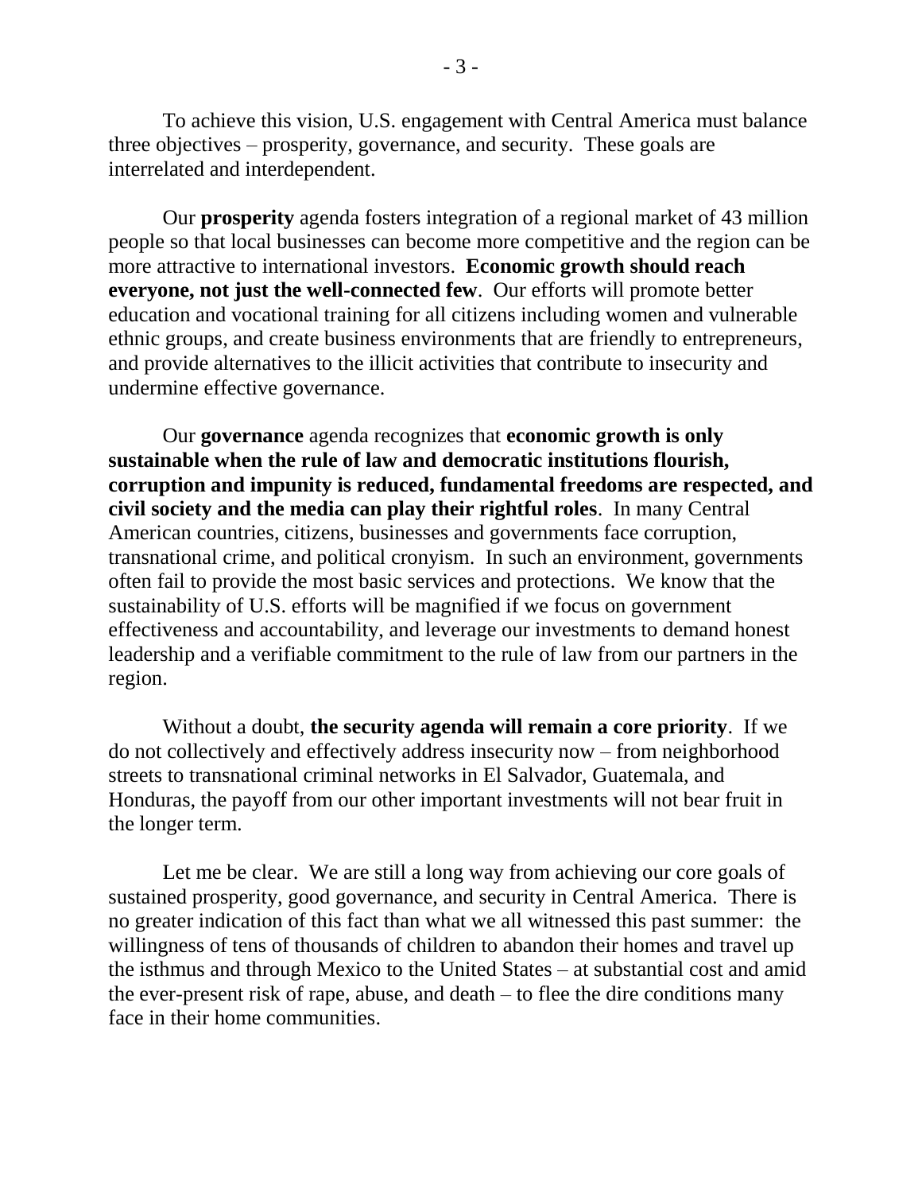To achieve this vision, U.S. engagement with Central America must balance three objectives – prosperity, governance, and security. These goals are interrelated and interdependent.

Our **prosperity** agenda fosters integration of a regional market of 43 million people so that local businesses can become more competitive and the region can be more attractive to international investors. **Economic growth should reach everyone, not just the well-connected few**. Our efforts will promote better education and vocational training for all citizens including women and vulnerable ethnic groups, and create business environments that are friendly to entrepreneurs, and provide alternatives to the illicit activities that contribute to insecurity and undermine effective governance.

Our **governance** agenda recognizes that **economic growth is only sustainable when the rule of law and democratic institutions flourish, corruption and impunity is reduced, fundamental freedoms are respected, and civil society and the media can play their rightful roles**. In many Central American countries, citizens, businesses and governments face corruption, transnational crime, and political cronyism. In such an environment, governments often fail to provide the most basic services and protections. We know that the sustainability of U.S. efforts will be magnified if we focus on government effectiveness and accountability, and leverage our investments to demand honest leadership and a verifiable commitment to the rule of law from our partners in the region.

Without a doubt, **the security agenda will remain a core priority**. If we do not collectively and effectively address insecurity now – from neighborhood streets to transnational criminal networks in El Salvador, Guatemala, and Honduras, the payoff from our other important investments will not bear fruit in the longer term.

Let me be clear. We are still a long way from achieving our core goals of sustained prosperity, good governance, and security in Central America. There is no greater indication of this fact than what we all witnessed this past summer: the willingness of tens of thousands of children to abandon their homes and travel up the isthmus and through Mexico to the United States – at substantial cost and amid the ever-present risk of rape, abuse, and death – to flee the dire conditions many face in their home communities.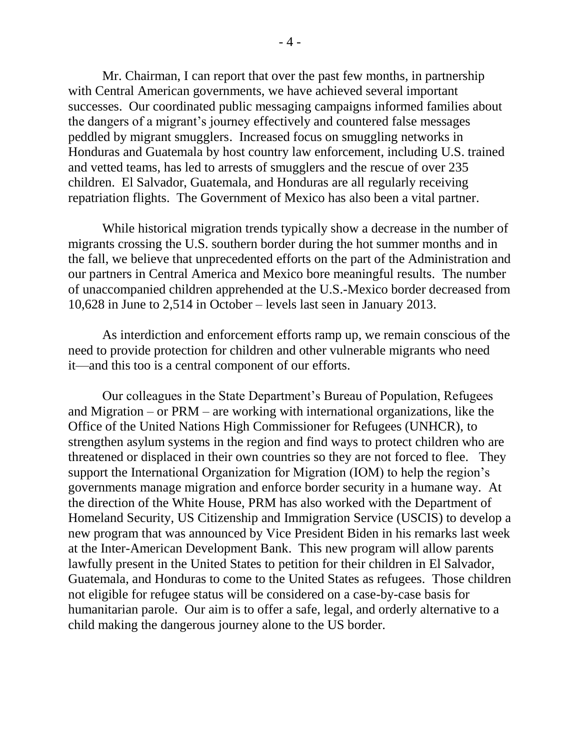Mr. Chairman, I can report that over the past few months, in partnership with Central American governments, we have achieved several important successes. Our coordinated public messaging campaigns informed families about the dangers of a migrant's journey effectively and countered false messages peddled by migrant smugglers. Increased focus on smuggling networks in Honduras and Guatemala by host country law enforcement, including U.S. trained and vetted teams, has led to arrests of smugglers and the rescue of over 235 children. El Salvador, Guatemala, and Honduras are all regularly receiving repatriation flights. The Government of Mexico has also been a vital partner.

While historical migration trends typically show a decrease in the number of migrants crossing the U.S. southern border during the hot summer months and in the fall, we believe that unprecedented efforts on the part of the Administration and our partners in Central America and Mexico bore meaningful results. The number of unaccompanied children apprehended at the U.S.-Mexico border decreased from 10,628 in June to 2,514 in October – levels last seen in January 2013.

As interdiction and enforcement efforts ramp up, we remain conscious of the need to provide protection for children and other vulnerable migrants who need it—and this too is a central component of our efforts.

Our colleagues in the State Department's Bureau of Population, Refugees and Migration – or PRM – are working with international organizations, like the Office of the United Nations High Commissioner for Refugees (UNHCR), to strengthen asylum systems in the region and find ways to protect children who are threatened or displaced in their own countries so they are not forced to flee. They support the International Organization for Migration (IOM) to help the region's governments manage migration and enforce border security in a humane way. At the direction of the White House, PRM has also worked with the Department of Homeland Security, US Citizenship and Immigration Service (USCIS) to develop a new program that was announced by Vice President Biden in his remarks last week at the Inter-American Development Bank. This new program will allow parents lawfully present in the United States to petition for their children in El Salvador, Guatemala, and Honduras to come to the United States as refugees. Those children not eligible for refugee status will be considered on a case-by-case basis for humanitarian parole. Our aim is to offer a safe, legal, and orderly alternative to a child making the dangerous journey alone to the US border.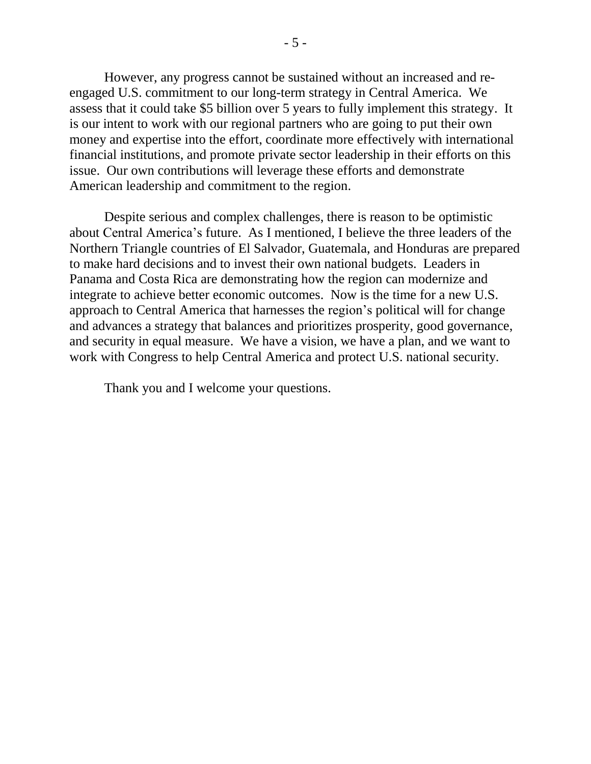However, any progress cannot be sustained without an increased and re-engaged U.S. commitment to our long-term strategy in Central America. We assess that it could take $5 billion over 5 years to fully implement this strategy. It is our intent to work with our regional partners who are going to put their own money and expertise into the effort, coordinate more effectively with international financial institutions, and promote private sector leadership in their efforts on this issue. Our own contributions will leverage these efforts and demonstrate American leadership and commitment to the region.

Despite serious and complex challenges, there is reason to be optimistic about Central America's future. As I mentioned, I believe the three leaders of the Northern Triangle countries of El Salvador, Guatemala, and Honduras are prepared to make hard decisions and to invest their own national budgets. Leaders in Panama and Costa Rica are demonstrating how the region can modernize and integrate to achieve better economic outcomes. Now is the time for a new U.S. approach to Central America that harnesses the region's political will for change and advances a strategy that balances and prioritizes prosperity, good governance, and security in equal measure. We have a vision, we have a plan, and we want to work with Congress to help Central America and protect U.S. national security.

Thank you and I welcome your questions.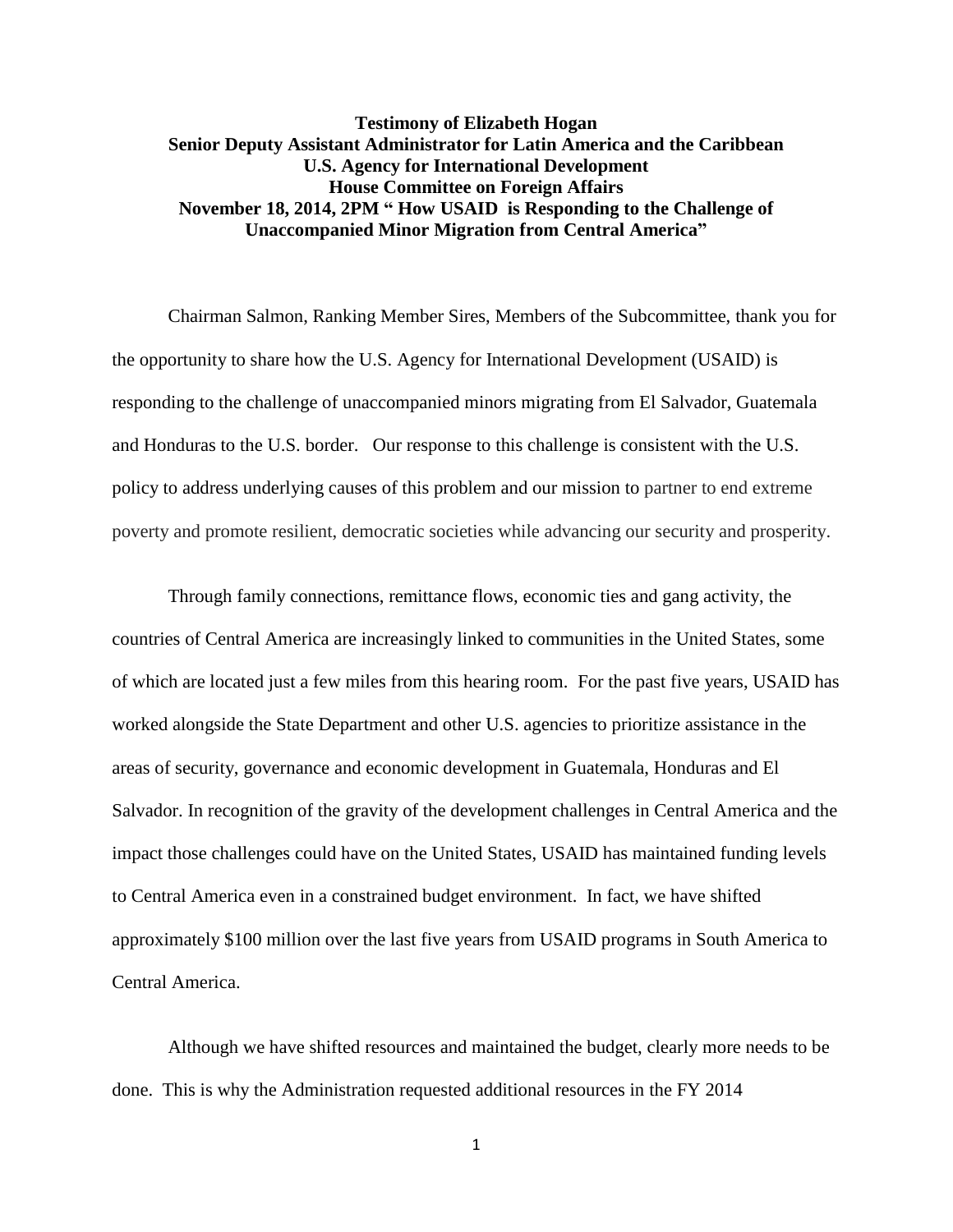**Testimony of Elizabeth Hogan**
**Senior Deputy Assistant Administrator for Latin America and the Caribbean**
**U.S. Agency for International Development**
**House Committee on Foreign Affairs**
**November 18, 2014, 2PM " How USAID is Responding to the Challenge of Unaccompanied Minor Migration from Central America"**

Chairman Salmon, Ranking Member Sires, Members of the Subcommittee, thank you for the opportunity to share how the U.S. Agency for International Development (USAID) is responding to the challenge of unaccompanied minors migrating from El Salvador, Guatemala and Honduras to the U.S. border. Our response to this challenge is consistent with the U.S. policy to address underlying causes of this problem and our mission to partner to end extreme poverty and promote resilient, democratic societies while advancing our security and prosperity.

Through family connections, remittance flows, economic ties and gang activity, the countries of Central America are increasingly linked to communities in the United States, some of which are located just a few miles from this hearing room. For the past five years, USAID has worked alongside the State Department and other U.S. agencies to prioritize assistance in the areas of security, governance and economic development in Guatemala, Honduras and El Salvador. In recognition of the gravity of the development challenges in Central America and the impact those challenges could have on the United States, USAID has maintained funding levels to Central America even in a constrained budget environment. In fact, we have shifted approximately $100 million over the last five years from USAID programs in South America to Central America.

Although we have shifted resources and maintained the budget, clearly more needs to be done. This is why the Administration requested additional resources in the FY 2014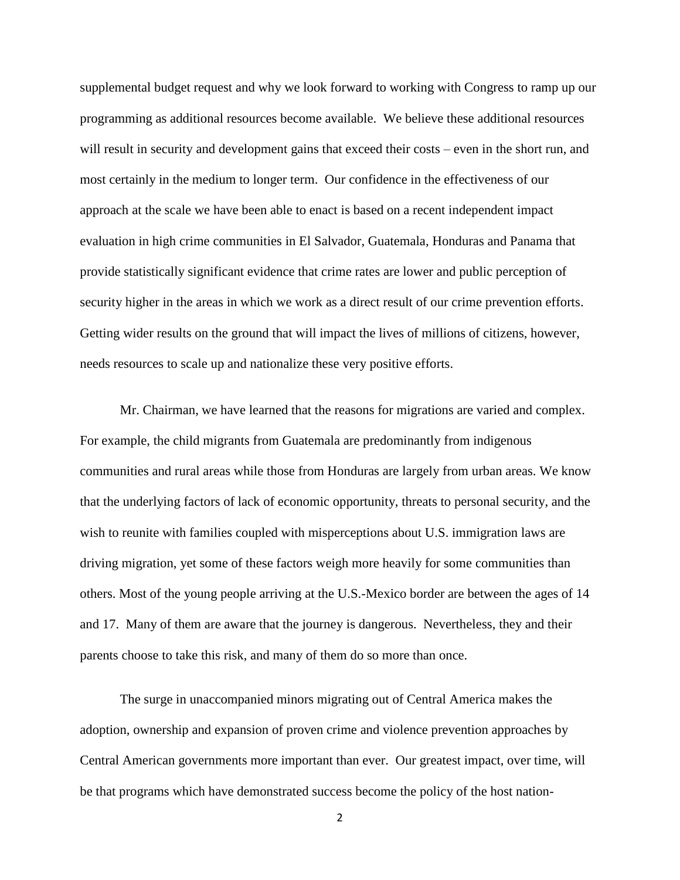supplemental budget request and why we look forward to working with Congress to ramp up our programming as additional resources become available. We believe these additional resources will result in security and development gains that exceed their costs – even in the short run, and most certainly in the medium to longer term. Our confidence in the effectiveness of our approach at the scale we have been able to enact is based on a recent independent impact evaluation in high crime communities in El Salvador, Guatemala, Honduras and Panama that provide statistically significant evidence that crime rates are lower and public perception of security higher in the areas in which we work as a direct result of our crime prevention efforts. Getting wider results on the ground that will impact the lives of millions of citizens, however, needs resources to scale up and nationalize these very positive efforts.

Mr. Chairman, we have learned that the reasons for migrations are varied and complex. For example, the child migrants from Guatemala are predominantly from indigenous communities and rural areas while those from Honduras are largely from urban areas. We know that the underlying factors of lack of economic opportunity, threats to personal security, and the wish to reunite with families coupled with misperceptions about U.S. immigration laws are driving migration, yet some of these factors weigh more heavily for some communities than others. Most of the young people arriving at the U.S.-Mexico border are between the ages of 14 and 17. Many of them are aware that the journey is dangerous. Nevertheless, they and their parents choose to take this risk, and many of them do so more than once.

The surge in unaccompanied minors migrating out of Central America makes the adoption, ownership and expansion of proven crime and violence prevention approaches by Central American governments more important than ever. Our greatest impact, over time, will be that programs which have demonstrated success become the policy of the host nation-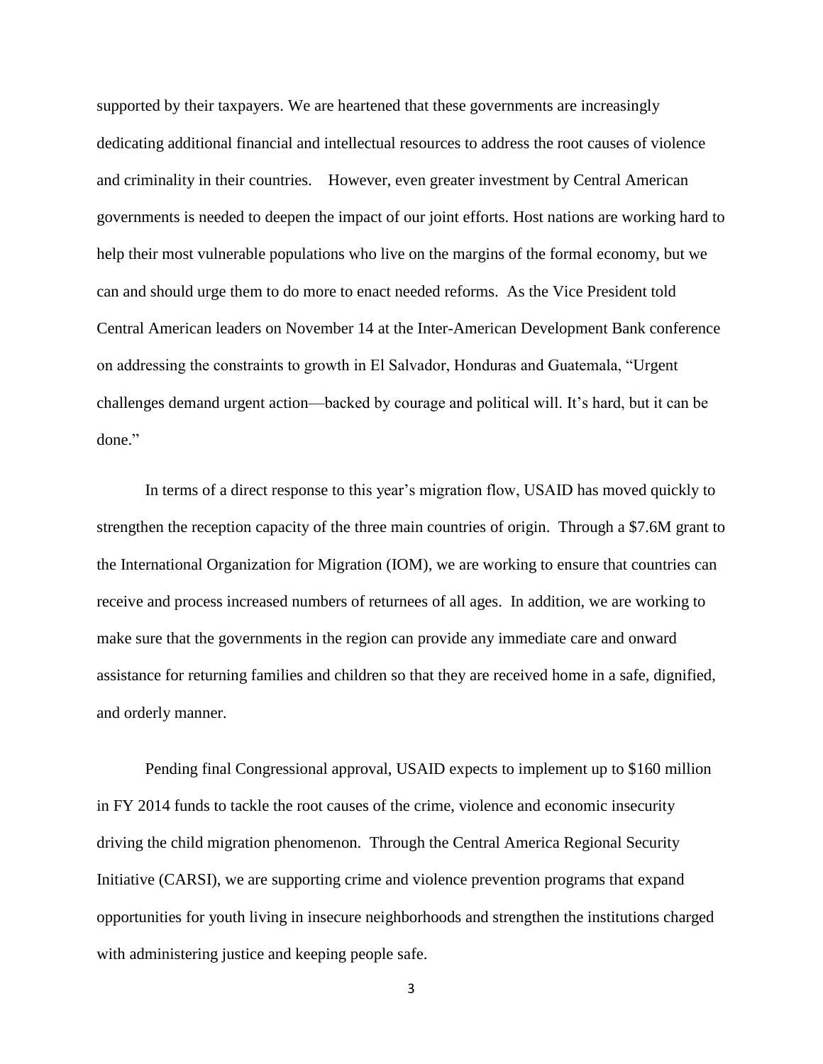supported by their taxpayers. We are heartened that these governments are increasingly dedicating additional financial and intellectual resources to address the root causes of violence and criminality in their countries. However, even greater investment by Central American governments is needed to deepen the impact of our joint efforts. Host nations are working hard to help their most vulnerable populations who live on the margins of the formal economy, but we can and should urge them to do more to enact needed reforms. As the Vice President told Central American leaders on November 14 at the Inter-American Development Bank conference on addressing the constraints to growth in El Salvador, Honduras and Guatemala, "Urgent challenges demand urgent action—backed by courage and political will. It's hard, but it can be done."

In terms of a direct response to this year's migration flow, USAID has moved quickly to strengthen the reception capacity of the three main countries of origin. Through a $7.6M grant to the International Organization for Migration (IOM), we are working to ensure that countries can receive and process increased numbers of returnees of all ages. In addition, we are working to make sure that the governments in the region can provide any immediate care and onward assistance for returning families and children so that they are received home in a safe, dignified, and orderly manner.

Pending final Congressional approval, USAID expects to implement up to $160 million in FY 2014 funds to tackle the root causes of the crime, violence and economic insecurity driving the child migration phenomenon. Through the Central America Regional Security Initiative (CARSI), we are supporting crime and violence prevention programs that expand opportunities for youth living in insecure neighborhoods and strengthen the institutions charged with administering justice and keeping people safe.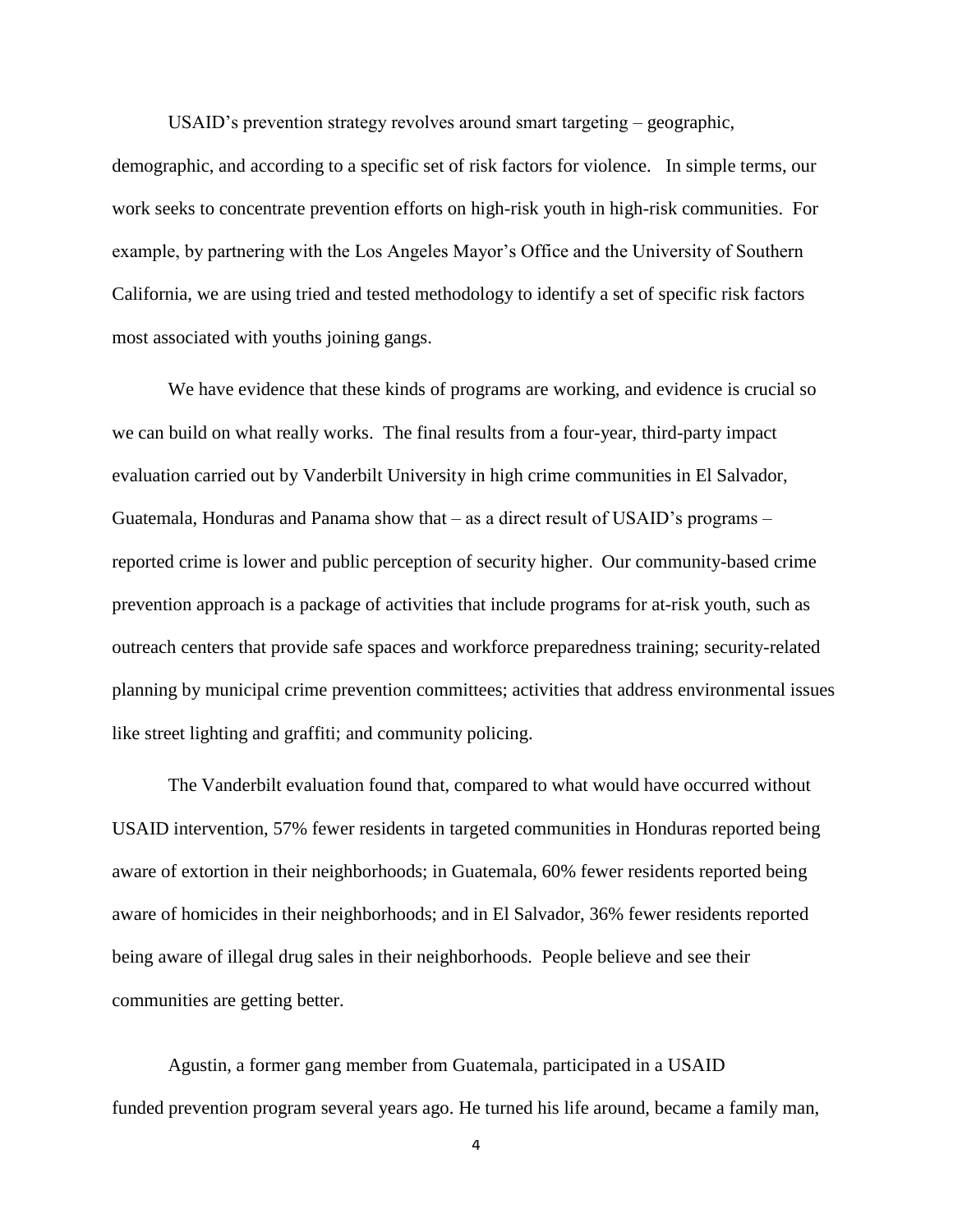USAID's prevention strategy revolves around smart targeting – geographic, demographic, and according to a specific set of risk factors for violence. In simple terms, our work seeks to concentrate prevention efforts on high-risk youth in high-risk communities. For example, by partnering with the Los Angeles Mayor's Office and the University of Southern California, we are using tried and tested methodology to identify a set of specific risk factors most associated with youths joining gangs.

We have evidence that these kinds of programs are working, and evidence is crucial so we can build on what really works. The final results from a four-year, third-party impact evaluation carried out by Vanderbilt University in high crime communities in El Salvador, Guatemala, Honduras and Panama show that – as a direct result of USAID's programs – reported crime is lower and public perception of security higher. Our community-based crime prevention approach is a package of activities that include programs for at-risk youth, such as outreach centers that provide safe spaces and workforce preparedness training; security-related planning by municipal crime prevention committees; activities that address environmental issues like street lighting and graffiti; and community policing.

The Vanderbilt evaluation found that, compared to what would have occurred without USAID intervention, 57% fewer residents in targeted communities in Honduras reported being aware of extortion in their neighborhoods; in Guatemala, 60% fewer residents reported being aware of homicides in their neighborhoods; and in El Salvador, 36% fewer residents reported being aware of illegal drug sales in their neighborhoods. People believe and see their communities are getting better.

Agustin, a former gang member from Guatemala, participated in a USAID funded prevention program several years ago. He turned his life around, became a family man,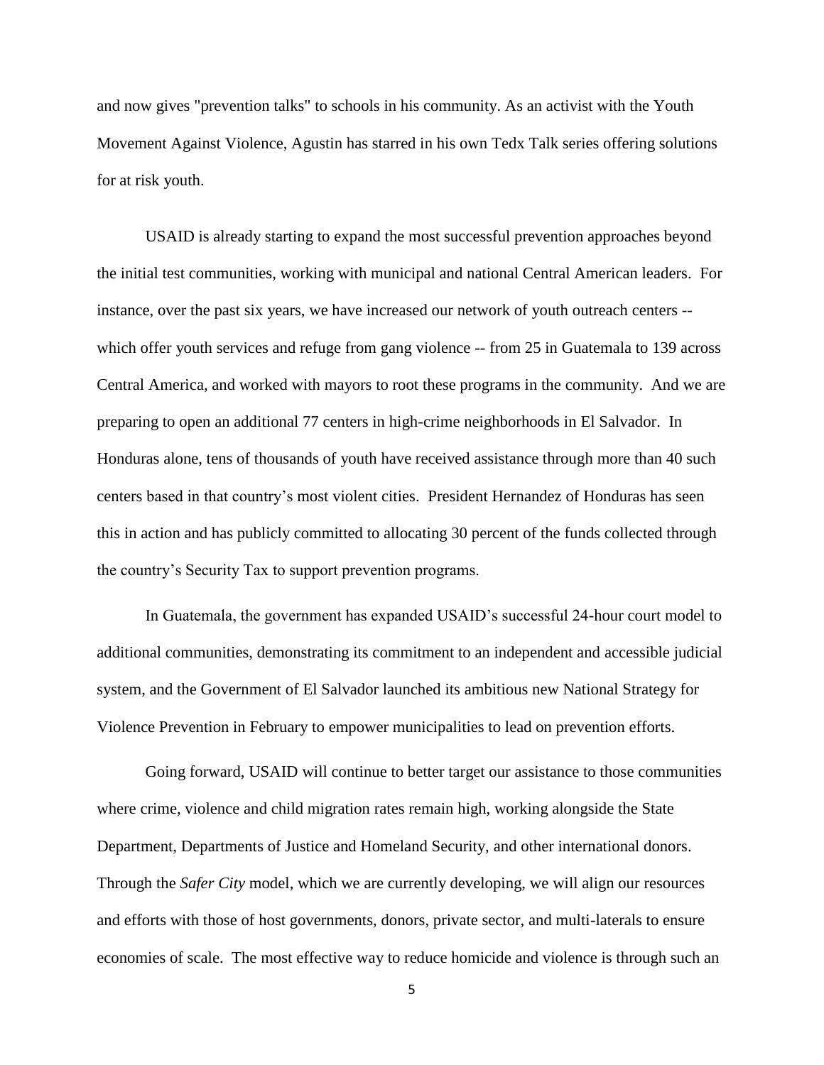and now gives "prevention talks" to schools in his community. As an activist with the Youth Movement Against Violence, Agustin has starred in his own Tedx Talk series offering solutions for at risk youth.

USAID is already starting to expand the most successful prevention approaches beyond the initial test communities, working with municipal and national Central American leaders. For instance, over the past six years, we have increased our network of youth outreach centers -- which offer youth services and refuge from gang violence -- from 25 in Guatemala to 139 across Central America, and worked with mayors to root these programs in the community. And we are preparing to open an additional 77 centers in high-crime neighborhoods in El Salvador. In Honduras alone, tens of thousands of youth have received assistance through more than 40 such centers based in that country's most violent cities. President Hernandez of Honduras has seen this in action and has publicly committed to allocating 30 percent of the funds collected through the country's Security Tax to support prevention programs.

In Guatemala, the government has expanded USAID's successful 24-hour court model to additional communities, demonstrating its commitment to an independent and accessible judicial system, and the Government of El Salvador launched its ambitious new National Strategy for Violence Prevention in February to empower municipalities to lead on prevention efforts.

Going forward, USAID will continue to better target our assistance to those communities where crime, violence and child migration rates remain high, working alongside the State Department, Departments of Justice and Homeland Security, and other international donors. Through the *Safer City* model, which we are currently developing, we will align our resources and efforts with those of host governments, donors, private sector, and multi-laterals to ensure economies of scale. The most effective way to reduce homicide and violence is through such an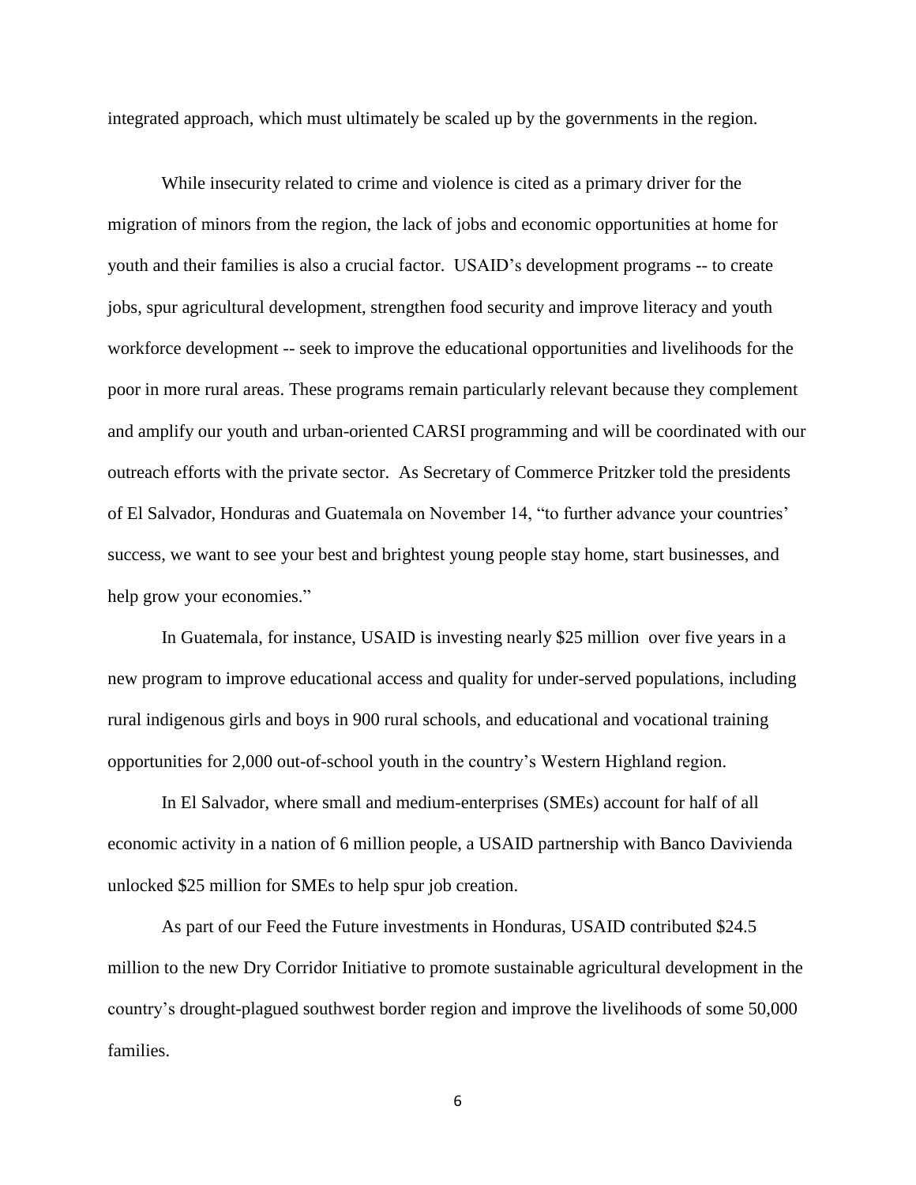integrated approach, which must ultimately be scaled up by the governments in the region.

While insecurity related to crime and violence is cited as a primary driver for the migration of minors from the region, the lack of jobs and economic opportunities at home for youth and their families is also a crucial factor. USAID's development programs -- to create jobs, spur agricultural development, strengthen food security and improve literacy and youth workforce development -- seek to improve the educational opportunities and livelihoods for the poor in more rural areas. These programs remain particularly relevant because they complement and amplify our youth and urban-oriented CARSI programming and will be coordinated with our outreach efforts with the private sector. As Secretary of Commerce Pritzker told the presidents of El Salvador, Honduras and Guatemala on November 14, "to further advance your countries' success, we want to see your best and brightest young people stay home, start businesses, and help grow your economies."

In Guatemala, for instance, USAID is investing nearly $25 million over five years in a new program to improve educational access and quality for under-served populations, including rural indigenous girls and boys in 900 rural schools, and educational and vocational training opportunities for 2,000 out-of-school youth in the country's Western Highland region.

In El Salvador, where small and medium-enterprises (SMEs) account for half of all economic activity in a nation of 6 million people, a USAID partnership with Banco Davivienda unlocked $25 million for SMEs to help spur job creation.

As part of our Feed the Future investments in Honduras, USAID contributed $24.5 million to the new Dry Corridor Initiative to promote sustainable agricultural development in the country's drought-plagued southwest border region and improve the livelihoods of some 50,000 families.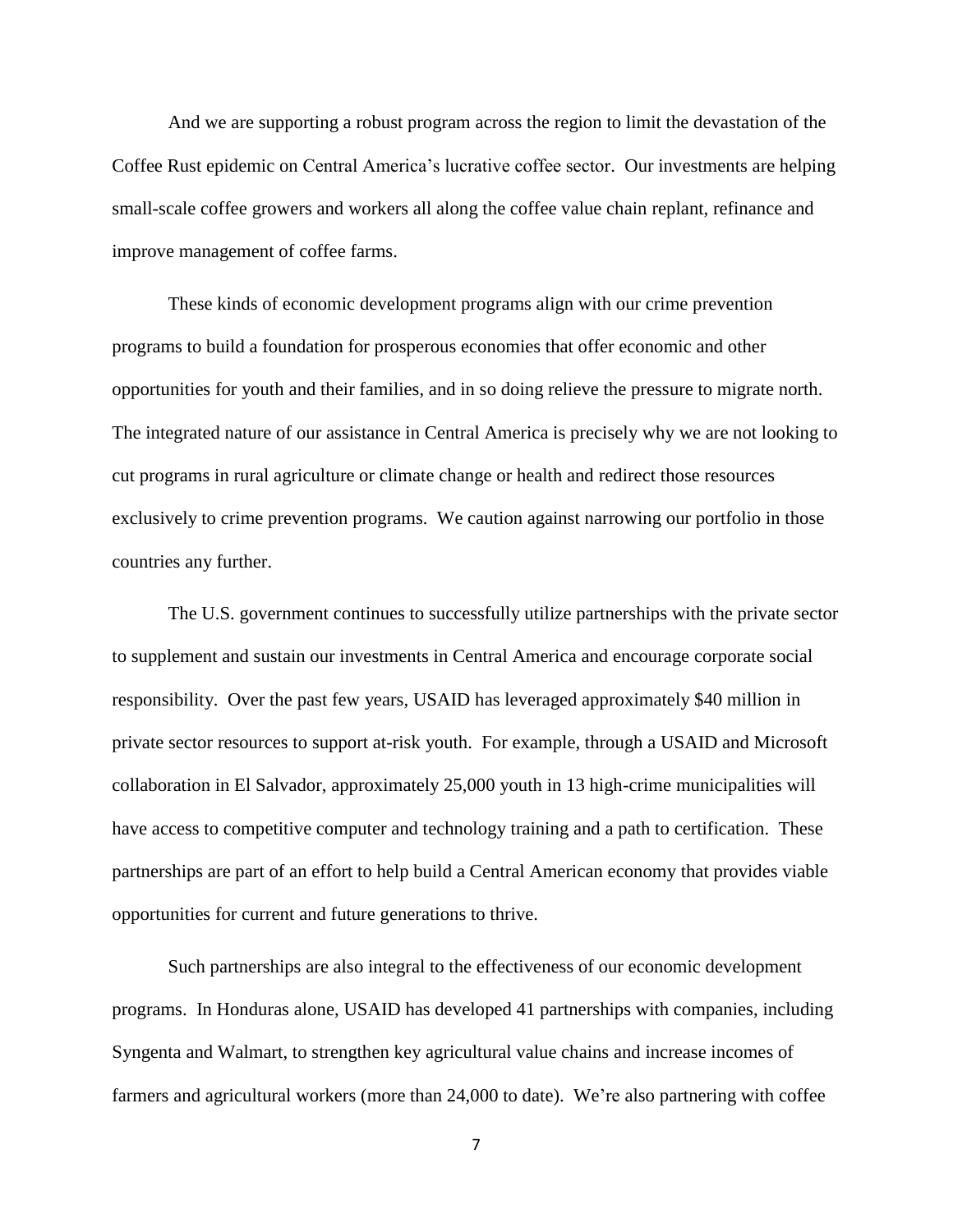And we are supporting a robust program across the region to limit the devastation of the Coffee Rust epidemic on Central America's lucrative coffee sector. Our investments are helping small-scale coffee growers and workers all along the coffee value chain replant, refinance and improve management of coffee farms.

These kinds of economic development programs align with our crime prevention programs to build a foundation for prosperous economies that offer economic and other opportunities for youth and their families, and in so doing relieve the pressure to migrate north. The integrated nature of our assistance in Central America is precisely why we are not looking to cut programs in rural agriculture or climate change or health and redirect those resources exclusively to crime prevention programs. We caution against narrowing our portfolio in those countries any further.

The U.S. government continues to successfully utilize partnerships with the private sector to supplement and sustain our investments in Central America and encourage corporate social responsibility. Over the past few years, USAID has leveraged approximately $40 million in private sector resources to support at-risk youth. For example, through a USAID and Microsoft collaboration in El Salvador, approximately 25,000 youth in 13 high-crime municipalities will have access to competitive computer and technology training and a path to certification. These partnerships are part of an effort to help build a Central American economy that provides viable opportunities for current and future generations to thrive.

Such partnerships are also integral to the effectiveness of our economic development programs. In Honduras alone, USAID has developed 41 partnerships with companies, including Syngenta and Walmart, to strengthen key agricultural value chains and increase incomes of farmers and agricultural workers (more than 24,000 to date). We're also partnering with coffee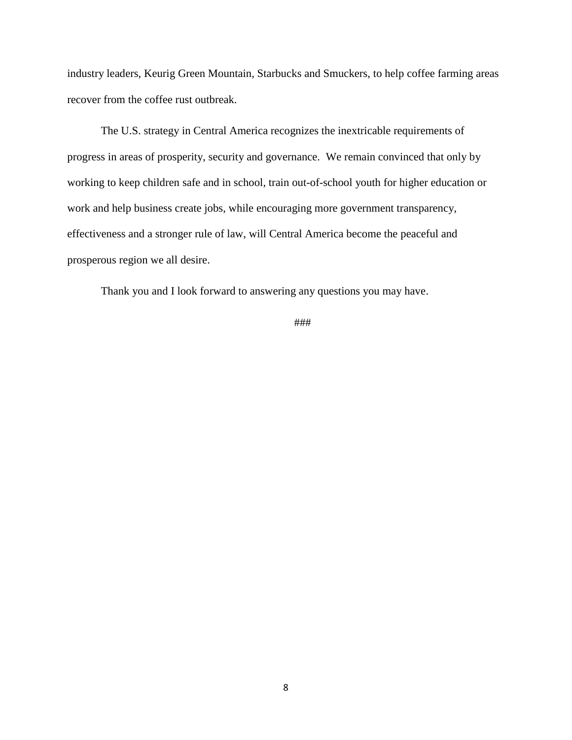industry leaders, Keurig Green Mountain, Starbucks and Smuckers, to help coffee farming areas recover from the coffee rust outbreak.

The U.S. strategy in Central America recognizes the inextricable requirements of progress in areas of prosperity, security and governance. We remain convinced that only by working to keep children safe and in school, train out-of-school youth for higher education or work and help business create jobs, while encouraging more government transparency, effectiveness and a stronger rule of law, will Central America become the peaceful and prosperous region we all desire.

Thank you and I look forward to answering any questions you may have.

###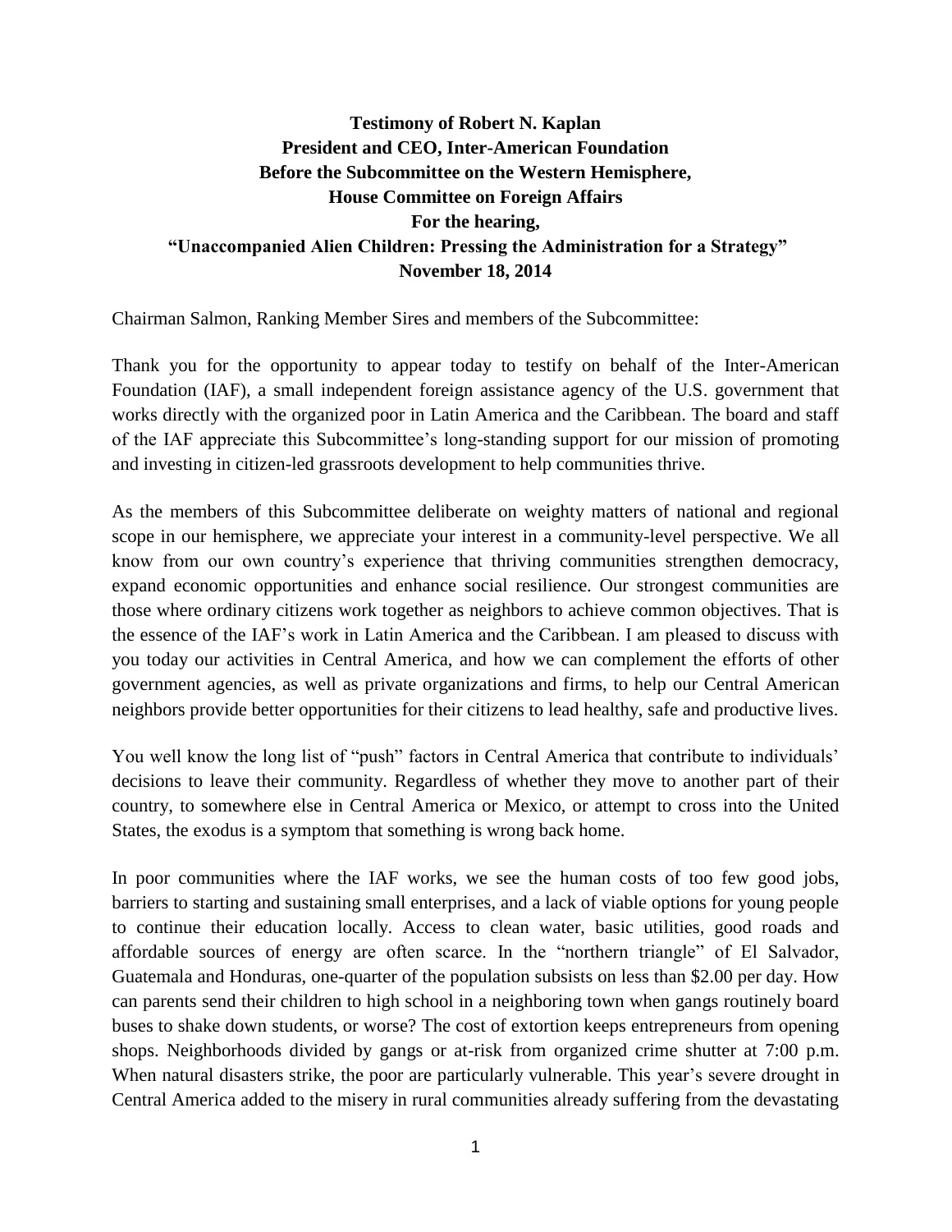**Testimony of Robert N. Kaplan**
**President and CEO, Inter-American Foundation**
**Before the Subcommittee on the Western Hemisphere,**
**House Committee on Foreign Affairs**
**For the hearing,**
**"Unaccompanied Alien Children: Pressing the Administration for a Strategy"**
**November 18, 2014**

Chairman Salmon, Ranking Member Sires and members of the Subcommittee:

Thank you for the opportunity to appear today to testify on behalf of the Inter-American Foundation (IAF), a small independent foreign assistance agency of the U.S. government that works directly with the organized poor in Latin America and the Caribbean. The board and staff of the IAF appreciate this Subcommittee's long-standing support for our mission of promoting and investing in citizen-led grassroots development to help communities thrive.

As the members of this Subcommittee deliberate on weighty matters of national and regional scope in our hemisphere, we appreciate your interest in a community-level perspective. We all know from our own country's experience that thriving communities strengthen democracy, expand economic opportunities and enhance social resilience. Our strongest communities are those where ordinary citizens work together as neighbors to achieve common objectives. That is the essence of the IAF's work in Latin America and the Caribbean. I am pleased to discuss with you today our activities in Central America, and how we can complement the efforts of other government agencies, as well as private organizations and firms, to help our Central American neighbors provide better opportunities for their citizens to lead healthy, safe and productive lives.

You well know the long list of "push" factors in Central America that contribute to individuals' decisions to leave their community. Regardless of whether they move to another part of their country, to somewhere else in Central America or Mexico, or attempt to cross into the United States, the exodus is a symptom that something is wrong back home.

In poor communities where the IAF works, we see the human costs of too few good jobs, barriers to starting and sustaining small enterprises, and a lack of viable options for young people to continue their education locally. Access to clean water, basic utilities, good roads and affordable sources of energy are often scarce. In the "northern triangle" of El Salvador, Guatemala and Honduras, one-quarter of the population subsists on less than $2.00 per day. How can parents send their children to high school in a neighboring town when gangs routinely board buses to shake down students, or worse? The cost of extortion keeps entrepreneurs from opening shops. Neighborhoods divided by gangs or at-risk from organized crime shutter at 7:00 p.m. When natural disasters strike, the poor are particularly vulnerable. This year's severe drought in Central America added to the misery in rural communities already suffering from the devastating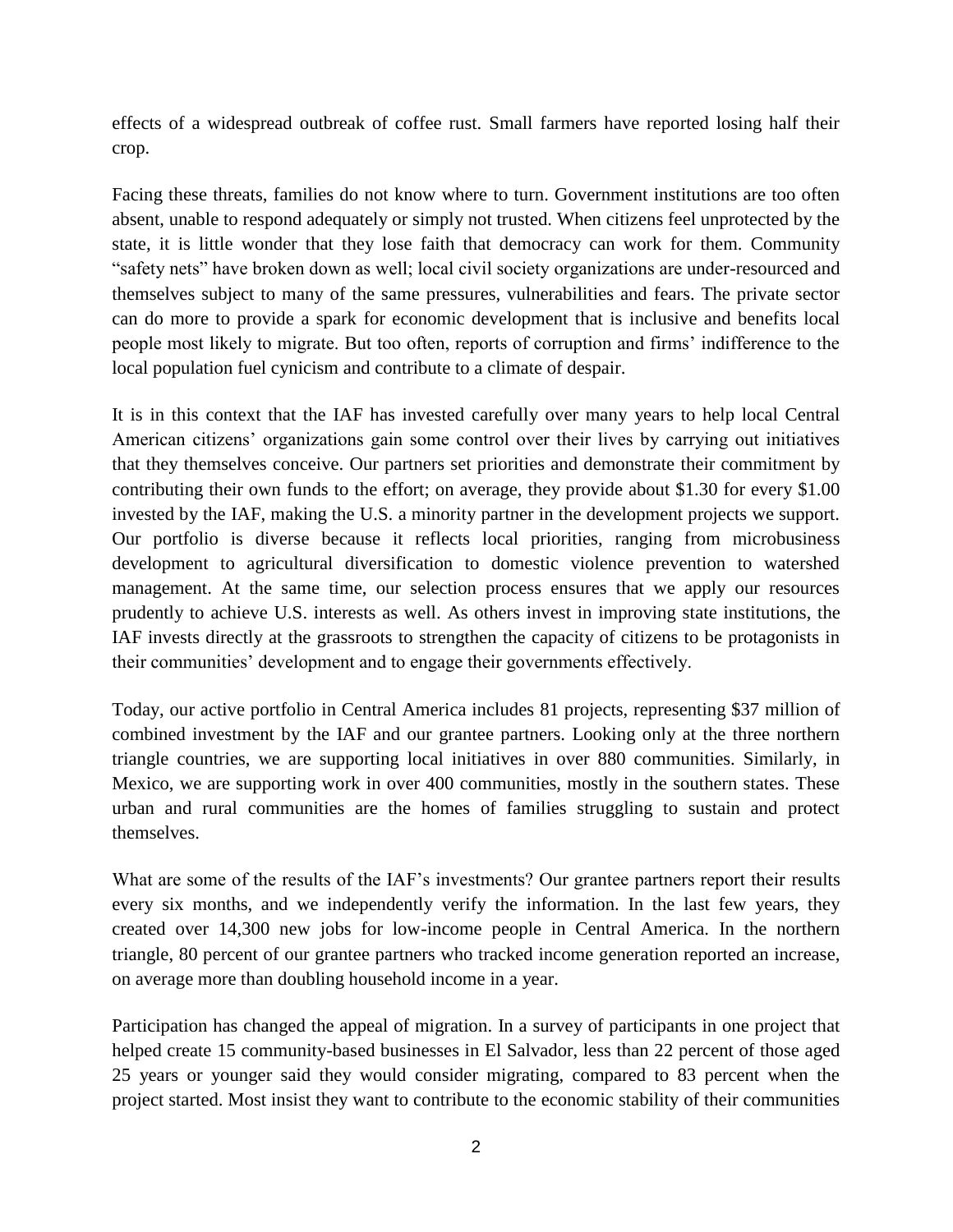effects of a widespread outbreak of coffee rust. Small farmers have reported losing half their crop.

Facing these threats, families do not know where to turn. Government institutions are too often absent, unable to respond adequately or simply not trusted. When citizens feel unprotected by the state, it is little wonder that they lose faith that democracy can work for them. Community "safety nets" have broken down as well; local civil society organizations are under-resourced and themselves subject to many of the same pressures, vulnerabilities and fears. The private sector can do more to provide a spark for economic development that is inclusive and benefits local people most likely to migrate. But too often, reports of corruption and firms' indifference to the local population fuel cynicism and contribute to a climate of despair.

It is in this context that the IAF has invested carefully over many years to help local Central American citizens' organizations gain some control over their lives by carrying out initiatives that they themselves conceive. Our partners set priorities and demonstrate their commitment by contributing their own funds to the effort; on average, they provide about $1.30 for every $1.00 invested by the IAF, making the U.S. a minority partner in the development projects we support. Our portfolio is diverse because it reflects local priorities, ranging from microbusiness development to agricultural diversification to domestic violence prevention to watershed management. At the same time, our selection process ensures that we apply our resources prudently to achieve U.S. interests as well. As others invest in improving state institutions, the IAF invests directly at the grassroots to strengthen the capacity of citizens to be protagonists in their communities' development and to engage their governments effectively.

Today, our active portfolio in Central America includes 81 projects, representing $37 million of combined investment by the IAF and our grantee partners. Looking only at the three northern triangle countries, we are supporting local initiatives in over 880 communities. Similarly, in Mexico, we are supporting work in over 400 communities, mostly in the southern states. These urban and rural communities are the homes of families struggling to sustain and protect themselves.

What are some of the results of the IAF's investments? Our grantee partners report their results every six months, and we independently verify the information. In the last few years, they created over 14,300 new jobs for low-income people in Central America. In the northern triangle, 80 percent of our grantee partners who tracked income generation reported an increase, on average more than doubling household income in a year.

Participation has changed the appeal of migration. In a survey of participants in one project that helped create 15 community-based businesses in El Salvador, less than 22 percent of those aged 25 years or younger said they would consider migrating, compared to 83 percent when the project started. Most insist they want to contribute to the economic stability of their communities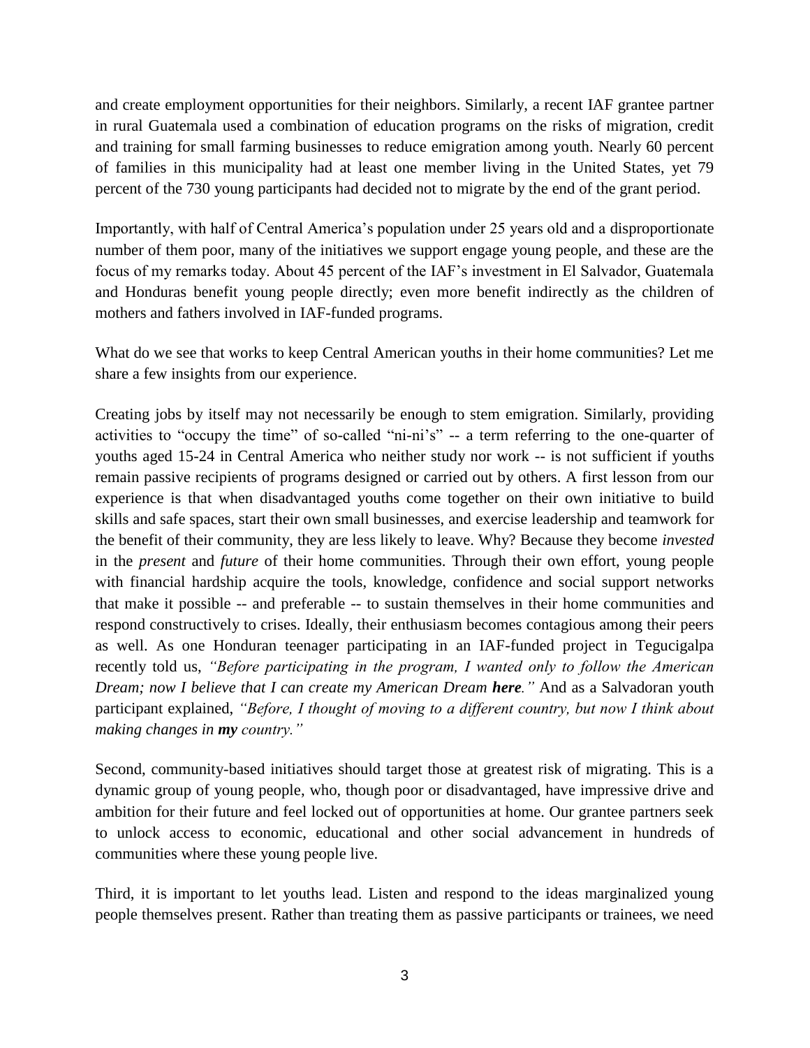and create employment opportunities for their neighbors. Similarly, a recent IAF grantee partner in rural Guatemala used a combination of education programs on the risks of migration, credit and training for small farming businesses to reduce emigration among youth. Nearly 60 percent of families in this municipality had at least one member living in the United States, yet 79 percent of the 730 young participants had decided not to migrate by the end of the grant period.

Importantly, with half of Central America's population under 25 years old and a disproportionate number of them poor, many of the initiatives we support engage young people, and these are the focus of my remarks today. About 45 percent of the IAF's investment in El Salvador, Guatemala and Honduras benefit young people directly; even more benefit indirectly as the children of mothers and fathers involved in IAF-funded programs.

What do we see that works to keep Central American youths in their home communities? Let me share a few insights from our experience.

Creating jobs by itself may not necessarily be enough to stem emigration. Similarly, providing activities to "occupy the time" of so-called "ni-ni's" -- a term referring to the one-quarter of youths aged 15-24 in Central America who neither study nor work -- is not sufficient if youths remain passive recipients of programs designed or carried out by others. A first lesson from our experience is that when disadvantaged youths come together on their own initiative to build skills and safe spaces, start their own small businesses, and exercise leadership and teamwork for the benefit of their community, they are less likely to leave. Why? Because they become *invested* in the *present* and *future* of their home communities. Through their own effort, young people with financial hardship acquire the tools, knowledge, confidence and social support networks that make it possible -- and preferable -- to sustain themselves in their home communities and respond constructively to crises. Ideally, their enthusiasm becomes contagious among their peers as well. As one Honduran teenager participating in an IAF-funded project in Tegucigalpa recently told us, *"Before participating in the program, I wanted only to follow the American Dream; now I believe that I can create my American Dream* ***here****."* And as a Salvadoran youth participant explained, *"Before, I thought of moving to a different country, but now I think about making changes in* ***my*** *country."*

Second, community-based initiatives should target those at greatest risk of migrating. This is a dynamic group of young people, who, though poor or disadvantaged, have impressive drive and ambition for their future and feel locked out of opportunities at home. Our grantee partners seek to unlock access to economic, educational and other social advancement in hundreds of communities where these young people live.

Third, it is important to let youths lead. Listen and respond to the ideas marginalized young people themselves present. Rather than treating them as passive participants or trainees, we need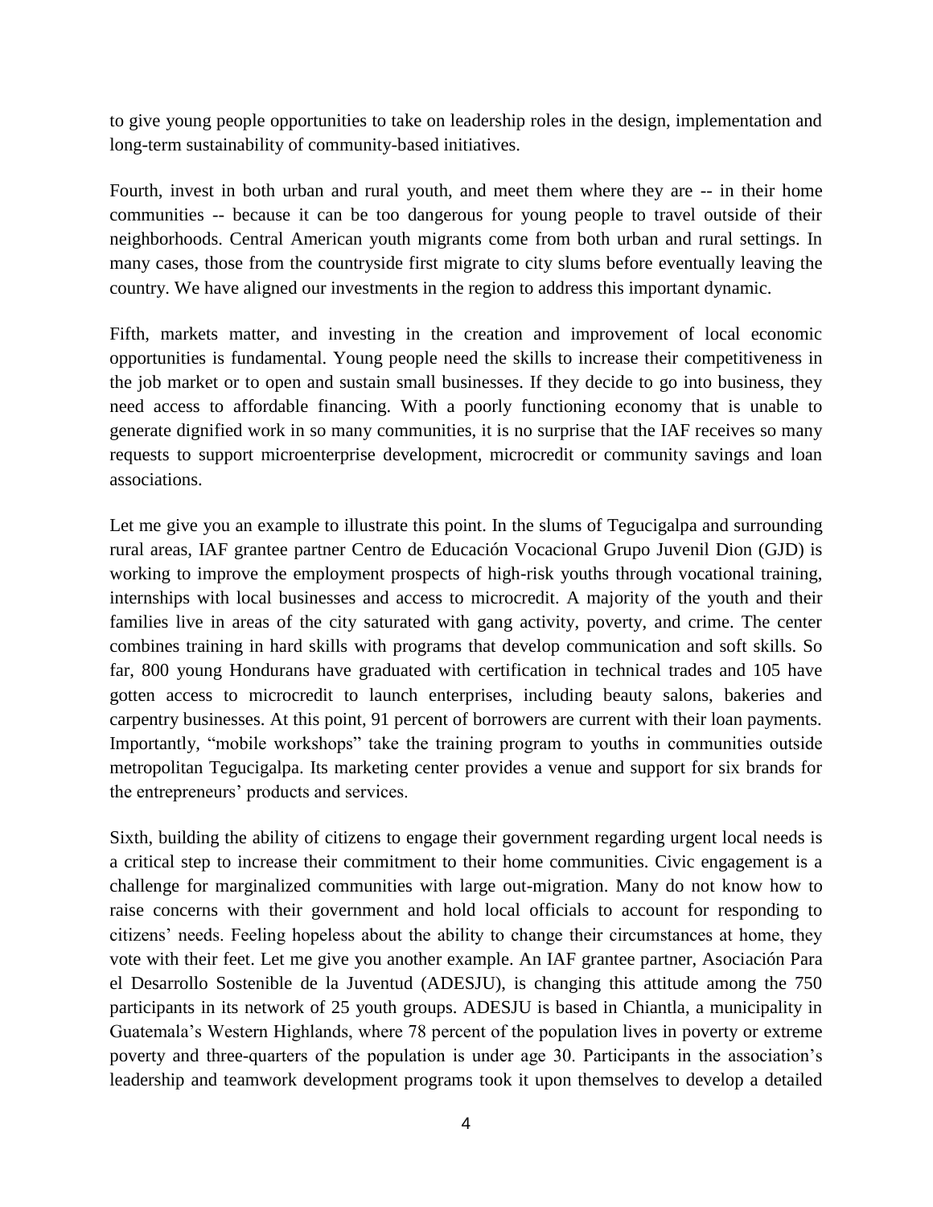to give young people opportunities to take on leadership roles in the design, implementation and long-term sustainability of community-based initiatives.

Fourth, invest in both urban and rural youth, and meet them where they are -- in their home communities -- because it can be too dangerous for young people to travel outside of their neighborhoods. Central American youth migrants come from both urban and rural settings. In many cases, those from the countryside first migrate to city slums before eventually leaving the country. We have aligned our investments in the region to address this important dynamic.

Fifth, markets matter, and investing in the creation and improvement of local economic opportunities is fundamental. Young people need the skills to increase their competitiveness in the job market or to open and sustain small businesses. If they decide to go into business, they need access to affordable financing. With a poorly functioning economy that is unable to generate dignified work in so many communities, it is no surprise that the IAF receives so many requests to support microenterprise development, microcredit or community savings and loan associations.

Let me give you an example to illustrate this point. In the slums of Tegucigalpa and surrounding rural areas, IAF grantee partner Centro de Educación Vocacional Grupo Juvenil Dion (GJD) is working to improve the employment prospects of high-risk youths through vocational training, internships with local businesses and access to microcredit. A majority of the youth and their families live in areas of the city saturated with gang activity, poverty, and crime. The center combines training in hard skills with programs that develop communication and soft skills. So far, 800 young Hondurans have graduated with certification in technical trades and 105 have gotten access to microcredit to launch enterprises, including beauty salons, bakeries and carpentry businesses. At this point, 91 percent of borrowers are current with their loan payments. Importantly, "mobile workshops" take the training program to youths in communities outside metropolitan Tegucigalpa. Its marketing center provides a venue and support for six brands for the entrepreneurs' products and services.

Sixth, building the ability of citizens to engage their government regarding urgent local needs is a critical step to increase their commitment to their home communities. Civic engagement is a challenge for marginalized communities with large out-migration. Many do not know how to raise concerns with their government and hold local officials to account for responding to citizens' needs. Feeling hopeless about the ability to change their circumstances at home, they vote with their feet. Let me give you another example. An IAF grantee partner, Asociación Para el Desarrollo Sostenible de la Juventud (ADESJU), is changing this attitude among the 750 participants in its network of 25 youth groups. ADESJU is based in Chiantla, a municipality in Guatemala's Western Highlands, where 78 percent of the population lives in poverty or extreme poverty and three-quarters of the population is under age 30. Participants in the association's leadership and teamwork development programs took it upon themselves to develop a detailed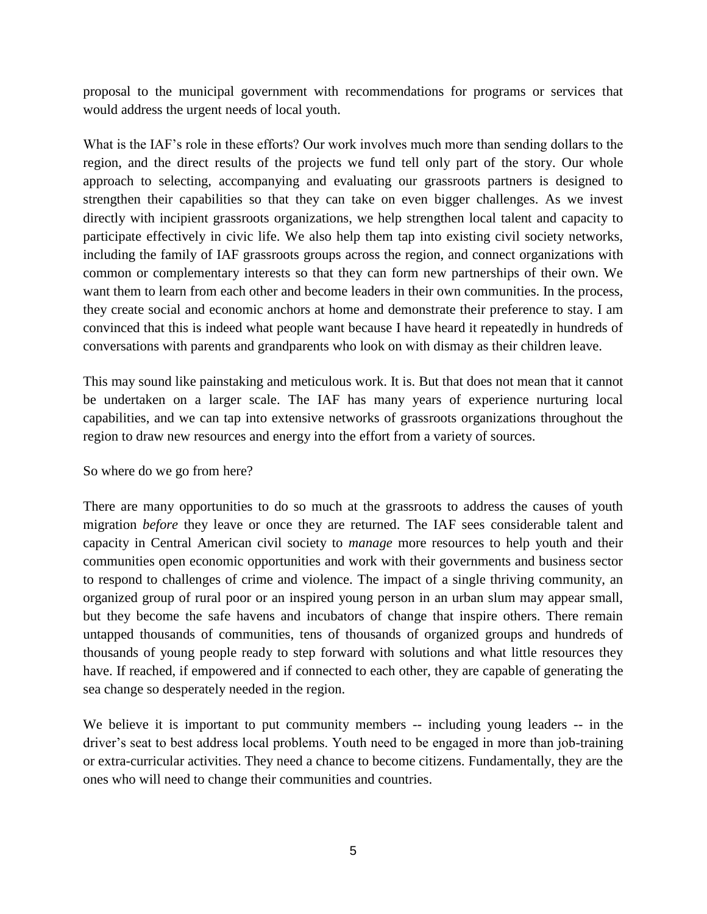proposal to the municipal government with recommendations for programs or services that would address the urgent needs of local youth.

What is the IAF's role in these efforts? Our work involves much more than sending dollars to the region, and the direct results of the projects we fund tell only part of the story. Our whole approach to selecting, accompanying and evaluating our grassroots partners is designed to strengthen their capabilities so that they can take on even bigger challenges. As we invest directly with incipient grassroots organizations, we help strengthen local talent and capacity to participate effectively in civic life. We also help them tap into existing civil society networks, including the family of IAF grassroots groups across the region, and connect organizations with common or complementary interests so that they can form new partnerships of their own. We want them to learn from each other and become leaders in their own communities. In the process, they create social and economic anchors at home and demonstrate their preference to stay. I am convinced that this is indeed what people want because I have heard it repeatedly in hundreds of conversations with parents and grandparents who look on with dismay as their children leave.

This may sound like painstaking and meticulous work. It is. But that does not mean that it cannot be undertaken on a larger scale. The IAF has many years of experience nurturing local capabilities, and we can tap into extensive networks of grassroots organizations throughout the region to draw new resources and energy into the effort from a variety of sources.

So where do we go from here?

There are many opportunities to do so much at the grassroots to address the causes of youth migration *before* they leave or once they are returned. The IAF sees considerable talent and capacity in Central American civil society to *manage* more resources to help youth and their communities open economic opportunities and work with their governments and business sector to respond to challenges of crime and violence. The impact of a single thriving community, an organized group of rural poor or an inspired young person in an urban slum may appear small, but they become the safe havens and incubators of change that inspire others. There remain untapped thousands of communities, tens of thousands of organized groups and hundreds of thousands of young people ready to step forward with solutions and what little resources they have. If reached, if empowered and if connected to each other, they are capable of generating the sea change so desperately needed in the region.

We believe it is important to put community members -- including young leaders -- in the driver's seat to best address local problems. Youth need to be engaged in more than job-training or extra-curricular activities. They need a chance to become citizens. Fundamentally, they are the ones who will need to change their communities and countries.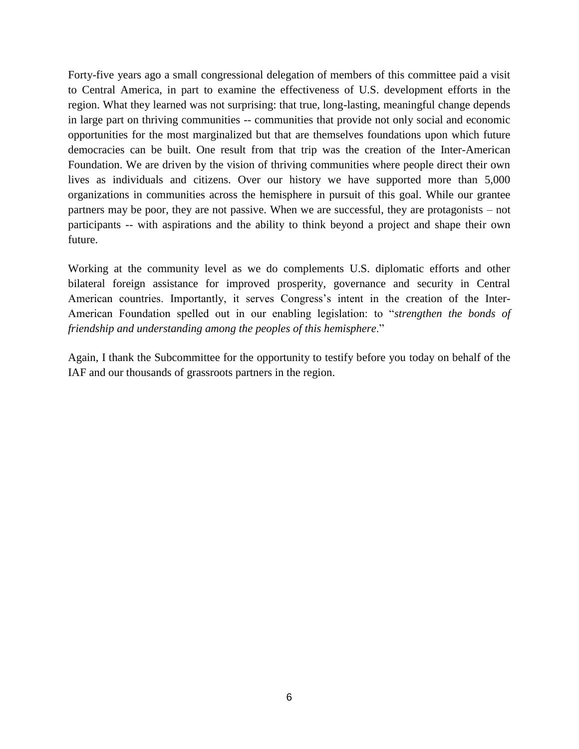Forty-five years ago a small congressional delegation of members of this committee paid a visit to Central America, in part to examine the effectiveness of U.S. development efforts in the region. What they learned was not surprising: that true, long-lasting, meaningful change depends in large part on thriving communities -- communities that provide not only social and economic opportunities for the most marginalized but that are themselves foundations upon which future democracies can be built. One result from that trip was the creation of the Inter-American Foundation. We are driven by the vision of thriving communities where people direct their own lives as individuals and citizens. Over our history we have supported more than 5,000 organizations in communities across the hemisphere in pursuit of this goal. While our grantee partners may be poor, they are not passive. When we are successful, they are protagonists – not participants -- with aspirations and the ability to think beyond a project and shape their own future.

Working at the community level as we do complements U.S. diplomatic efforts and other bilateral foreign assistance for improved prosperity, governance and security in Central American countries. Importantly, it serves Congress's intent in the creation of the Inter-American Foundation spelled out in our enabling legislation: to "*strengthen the bonds of friendship and understanding among the peoples of this hemisphere*."

Again, I thank the Subcommittee for the opportunity to testify before you today on behalf of the IAF and our thousands of grassroots partners in the region.